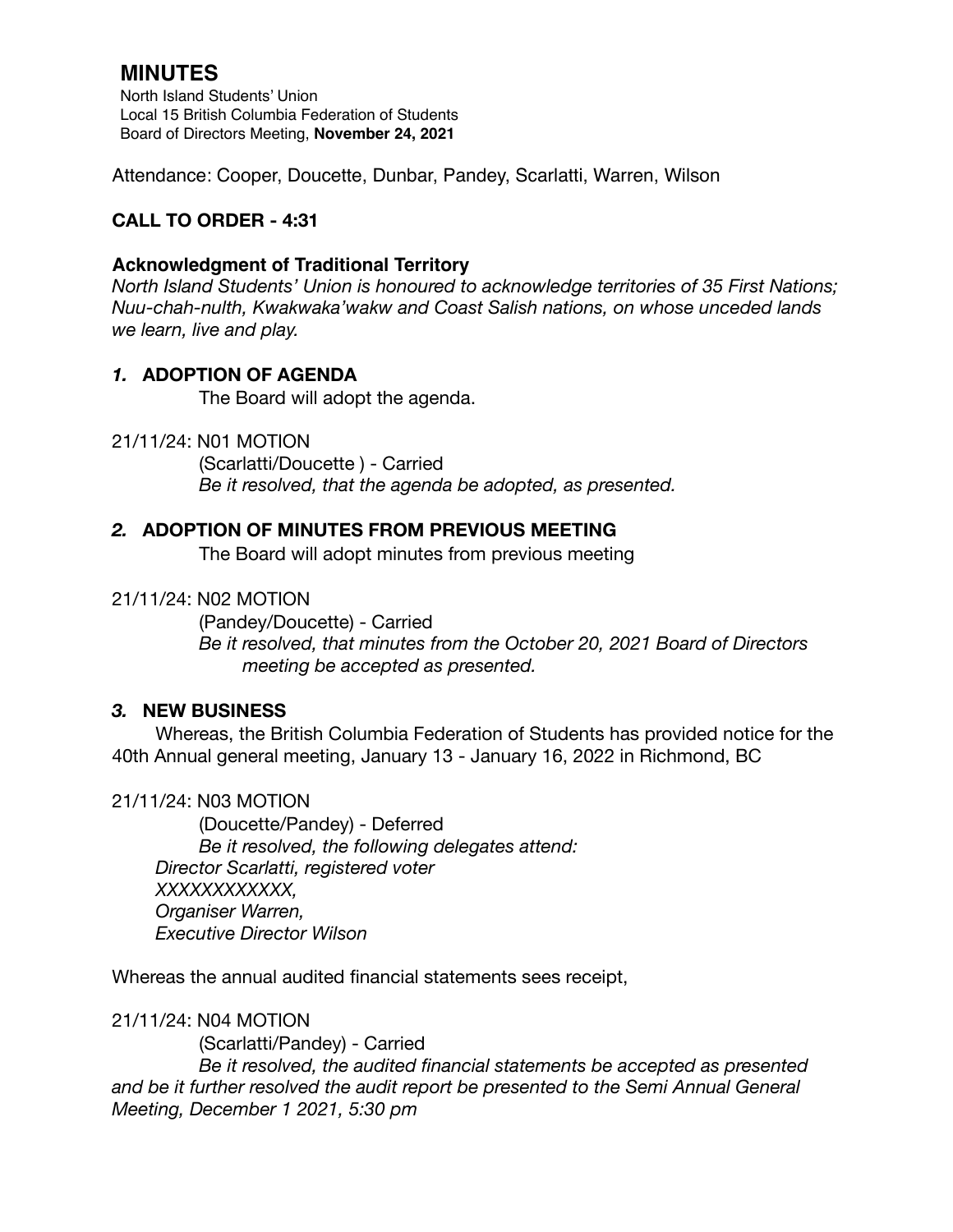# MINUTES

North Island Students' Union
Local 15 British Columbia Federation of Students
Board of Directors Meeting, **November 24, 2021**

Attendance: Cooper, Doucette, Dunbar, Pandey, Scarlatti, Warren, Wilson

**CALL TO ORDER - 4:31**

**Acknowledgment of Traditional Territory**

*North Island Students' Union is honoured to acknowledge territories of 35 First Nations; Nuu-chah-nulth, Kwakwaka'wakw and Coast Salish nations, on whose unceded lands we learn, live and play.*

### *1.* ADOPTION OF AGENDA

The Board will adopt the agenda.

21/11/24: N01 MOTION

(Scarlatti/Doucette ) - Carried

*Be it resolved, that the agenda be adopted, as presented.*

### *2.* ADOPTION OF MINUTES FROM PREVIOUS MEETING

The Board will adopt minutes from previous meeting

21/11/24: N02 MOTION

(Pandey/Doucette) - Carried

*Be it resolved, that minutes from the October 20, 2021 Board of Directors meeting be accepted as presented.*

### *3.* NEW BUSINESS

Whereas, the British Columbia Federation of Students has provided notice for the 40th Annual general meeting, January 13 - January 16, 2022 in Richmond, BC

21/11/24: N03 MOTION

(Doucette/Pandey) - Deferred

*Be it resolved, the following delegates attend:*
*Director Scarlatti, registered voter*
*XXXXXXXXXXXX,*
*Organiser Warren,*
*Executive Director Wilson*

Whereas the annual audited financial statements sees receipt,

21/11/24: N04 MOTION

(Scarlatti/Pandey) - Carried

*Be it resolved, the audited financial statements be accepted as presented and be it further resolved the audit report be presented to the Semi Annual General Meeting, December 1 2021, 5:30 pm*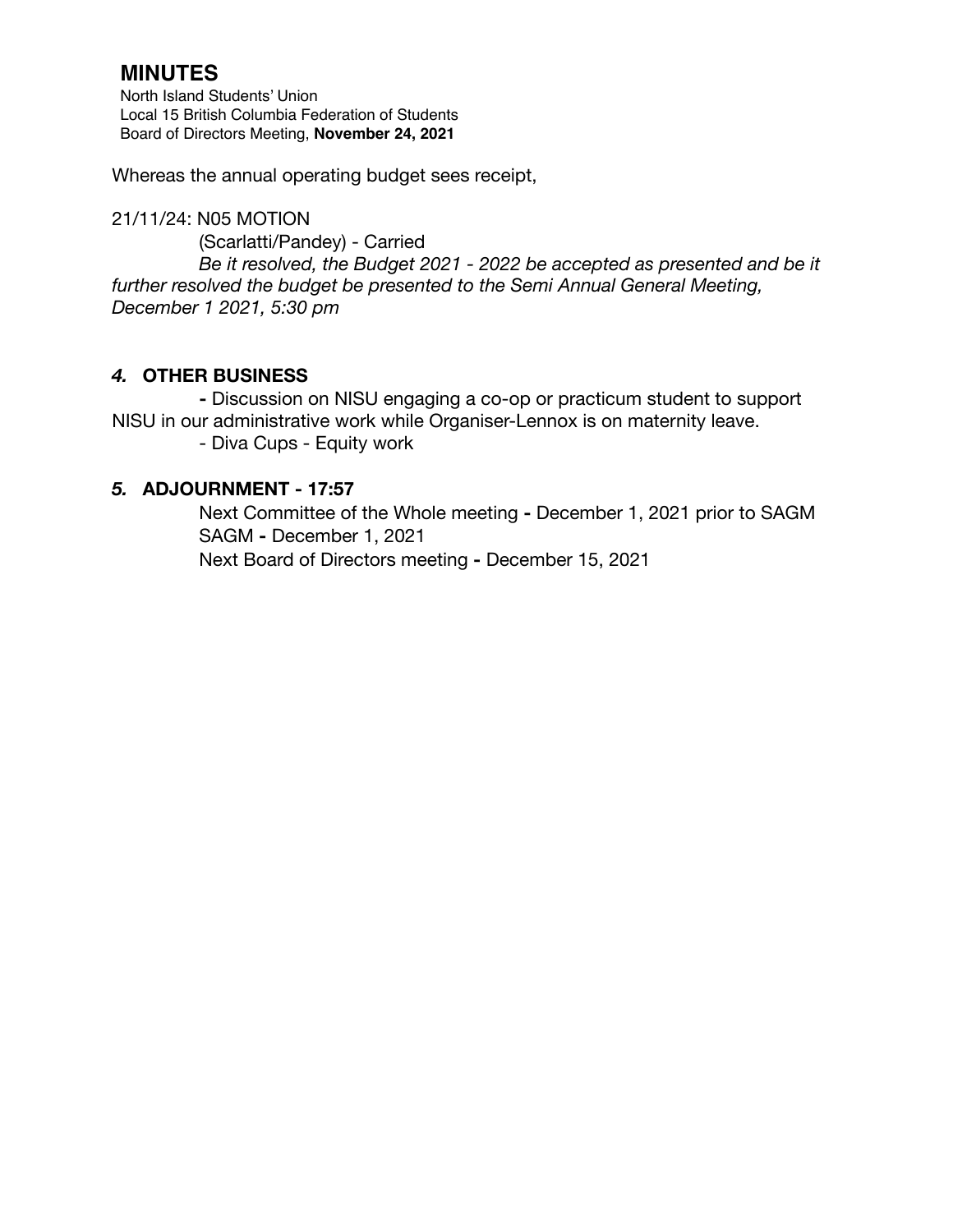# MINUTES

North Island Students' Union
Local 15 British Columbia Federation of Students
Board of Directors Meeting, **November 24, 2021**

Whereas the annual operating budget sees receipt,

21/11/24: N05 MOTION

(Scarlatti/Pandey) - Carried

*Be it resolved, the Budget 2021 - 2022 be accepted as presented and be it further resolved the budget be presented to the Semi Annual General Meeting, December 1 2021, 5:30 pm*

## *4.* OTHER BUSINESS

**-** Discussion on NISU engaging a co-op or practicum student to support NISU in our administrative work while Organiser-Lennox is on maternity leave.

- Diva Cups - Equity work

## *5.* ADJOURNMENT - 17:57

Next Committee of the Whole meeting **-** December 1, 2021 prior to SAGM

SAGM **-** December 1, 2021

Next Board of Directors meeting **-** December 15, 2021